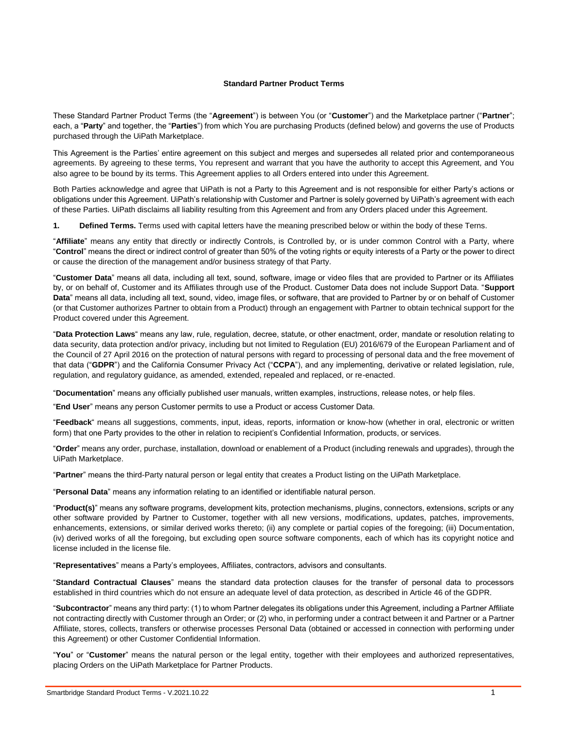# Standard Partner Product Terms

These Standard Partner Product Terms (the "**Agreement**") is between You (or "**Customer**") and the Marketplace partner ("**Partner**"; each, a "**Party**" and together, the "**Parties**") from which You are purchasing Products (defined below) and governs the use of Products purchased through the UiPath Marketplace.

This Agreement is the Parties' entire agreement on this subject and merges and supersedes all related prior and contemporaneous agreements. By agreeing to these terms, You represent and warrant that you have the authority to accept this Agreement, and You also agree to be bound by its terms. This Agreement applies to all Orders entered into under this Agreement.

Both Parties acknowledge and agree that UiPath is not a Party to this Agreement and is not responsible for either Party's actions or obligations under this Agreement. UiPath's relationship with Customer and Partner is solely governed by UiPath's agreement with each of these Parties. UiPath disclaims all liability resulting from this Agreement and from any Orders placed under this Agreement.

**1. Defined Terms.** Terms used with capital letters have the meaning prescribed below or within the body of these Terns.

"**Affiliate**" means any entity that directly or indirectly Controls, is Controlled by, or is under common Control with a Party, where "**Control**" means the direct or indirect control of greater than 50% of the voting rights or equity interests of a Party or the power to direct or cause the direction of the management and/or business strategy of that Party.

"**Customer Data**" means all data, including all text, sound, software, image or video files that are provided to Partner or its Affiliates by, or on behalf of, Customer and its Affiliates through use of the Product. Customer Data does not include Support Data. "**Support Data**" means all data, including all text, sound, video, image files, or software, that are provided to Partner by or on behalf of Customer (or that Customer authorizes Partner to obtain from a Product) through an engagement with Partner to obtain technical support for the Product covered under this Agreement.

"**Data Protection Laws**" means any law, rule, regulation, decree, statute, or other enactment, order, mandate or resolution relating to data security, data protection and/or privacy, including but not limited to Regulation (EU) 2016/679 of the European Parliament and of the Council of 27 April 2016 on the protection of natural persons with regard to processing of personal data and the free movement of that data ("**GDPR**") and the California Consumer Privacy Act ("**CCPA**"), and any implementing, derivative or related legislation, rule, regulation, and regulatory guidance, as amended, extended, repealed and replaced, or re-enacted.

"**Documentation**" means any officially published user manuals, written examples, instructions, release notes, or help files.

"**End User**" means any person Customer permits to use a Product or access Customer Data.

"**Feedback**" means all suggestions, comments, input, ideas, reports, information or know-how (whether in oral, electronic or written form) that one Party provides to the other in relation to recipient's Confidential Information, products, or services.

"**Order**" means any order, purchase, installation, download or enablement of a Product (including renewals and upgrades), through the UiPath Marketplace.

"**Partner**" means the third-Party natural person or legal entity that creates a Product listing on the UiPath Marketplace.

"**Personal Data**" means any information relating to an identified or identifiable natural person.

"**Product(s)**" means any software programs, development kits, protection mechanisms, plugins, connectors, extensions, scripts or any other software provided by Partner to Customer, together with all new versions, modifications, updates, patches, improvements, enhancements, extensions, or similar derived works thereto; (ii) any complete or partial copies of the foregoing; (iii) Documentation, (iv) derived works of all the foregoing, but excluding open source software components, each of which has its copyright notice and license included in the license file.

"**Representatives**" means a Party's employees, Affiliates, contractors, advisors and consultants.

"**Standard Contractual Clauses**" means the standard data protection clauses for the transfer of personal data to processors established in third countries which do not ensure an adequate level of data protection, as described in Article 46 of the GDPR.

"**Subcontractor**" means any third party: (1) to whom Partner delegates its obligations under this Agreement, including a Partner Affiliate not contracting directly with Customer through an Order; or (2) who, in performing under a contract between it and Partner or a Partner Affiliate, stores, collects, transfers or otherwise processes Personal Data (obtained or accessed in connection with performing under this Agreement) or other Customer Confidential Information.

"**You**" or "**Customer**" means the natural person or the legal entity, together with their employees and authorized representatives, placing Orders on the UiPath Marketplace for Partner Products.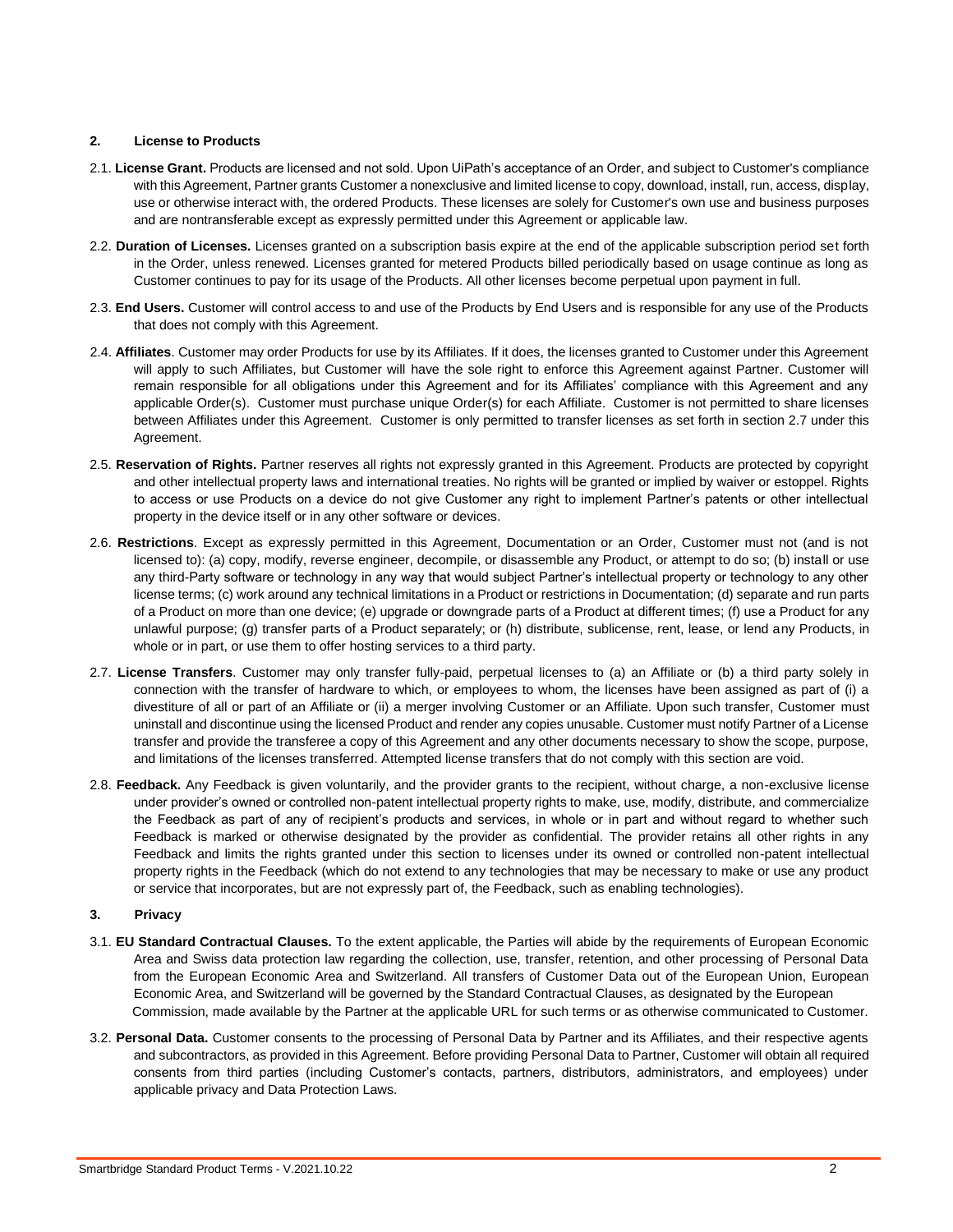## 2. License to Products

2.1. **License Grant.** Products are licensed and not sold. Upon UiPath's acceptance of an Order, and subject to Customer's compliance with this Agreement, Partner grants Customer a nonexclusive and limited license to copy, download, install, run, access, display, use or otherwise interact with, the ordered Products. These licenses are solely for Customer's own use and business purposes and are nontransferable except as expressly permitted under this Agreement or applicable law.

2.2. **Duration of Licenses.** Licenses granted on a subscription basis expire at the end of the applicable subscription period set forth in the Order, unless renewed. Licenses granted for metered Products billed periodically based on usage continue as long as Customer continues to pay for its usage of the Products. All other licenses become perpetual upon payment in full.

2.3. **End Users.** Customer will control access to and use of the Products by End Users and is responsible for any use of the Products that does not comply with this Agreement.

2.4. **Affiliates**. Customer may order Products for use by its Affiliates. If it does, the licenses granted to Customer under this Agreement will apply to such Affiliates, but Customer will have the sole right to enforce this Agreement against Partner. Customer will remain responsible for all obligations under this Agreement and for its Affiliates' compliance with this Agreement and any applicable Order(s). Customer must purchase unique Order(s) for each Affiliate. Customer is not permitted to share licenses between Affiliates under this Agreement. Customer is only permitted to transfer licenses as set forth in section 2.7 under this Agreement.

2.5. **Reservation of Rights.** Partner reserves all rights not expressly granted in this Agreement. Products are protected by copyright and other intellectual property laws and international treaties. No rights will be granted or implied by waiver or estoppel. Rights to access or use Products on a device do not give Customer any right to implement Partner's patents or other intellectual property in the device itself or in any other software or devices.

2.6. **Restrictions**. Except as expressly permitted in this Agreement, Documentation or an Order, Customer must not (and is not licensed to): (a) copy, modify, reverse engineer, decompile, or disassemble any Product, or attempt to do so; (b) install or use any third-Party software or technology in any way that would subject Partner's intellectual property or technology to any other license terms; (c) work around any technical limitations in a Product or restrictions in Documentation; (d) separate and run parts of a Product on more than one device; (e) upgrade or downgrade parts of a Product at different times; (f) use a Product for any unlawful purpose; (g) transfer parts of a Product separately; or (h) distribute, sublicense, rent, lease, or lend any Products, in whole or in part, or use them to offer hosting services to a third party.

2.7. **License Transfers**. Customer may only transfer fully-paid, perpetual licenses to (a) an Affiliate or (b) a third party solely in connection with the transfer of hardware to which, or employees to whom, the licenses have been assigned as part of (i) a divestiture of all or part of an Affiliate or (ii) a merger involving Customer or an Affiliate. Upon such transfer, Customer must uninstall and discontinue using the licensed Product and render any copies unusable. Customer must notify Partner of a License transfer and provide the transferee a copy of this Agreement and any other documents necessary to show the scope, purpose, and limitations of the licenses transferred. Attempted license transfers that do not comply with this section are void.

2.8. **Feedback.** Any Feedback is given voluntarily, and the provider grants to the recipient, without charge, a non-exclusive license under provider's owned or controlled non-patent intellectual property rights to make, use, modify, distribute, and commercialize the Feedback as part of any of recipient's products and services, in whole or in part and without regard to whether such Feedback is marked or otherwise designated by the provider as confidential. The provider retains all other rights in any Feedback and limits the rights granted under this section to licenses under its owned or controlled non-patent intellectual property rights in the Feedback (which do not extend to any technologies that may be necessary to make or use any product or service that incorporates, but are not expressly part of, the Feedback, such as enabling technologies).

## 3. Privacy

3.1. **EU Standard Contractual Clauses.** To the extent applicable, the Parties will abide by the requirements of European Economic Area and Swiss data protection law regarding the collection, use, transfer, retention, and other processing of Personal Data from the European Economic Area and Switzerland. All transfers of Customer Data out of the European Union, European Economic Area, and Switzerland will be governed by the Standard Contractual Clauses, as designated by the European Commission, made available by the Partner at the applicable URL for such terms or as otherwise communicated to Customer.

3.2. **Personal Data.** Customer consents to the processing of Personal Data by Partner and its Affiliates, and their respective agents and subcontractors, as provided in this Agreement. Before providing Personal Data to Partner, Customer will obtain all required consents from third parties (including Customer's contacts, partners, distributors, administrators, and employees) under applicable privacy and Data Protection Laws.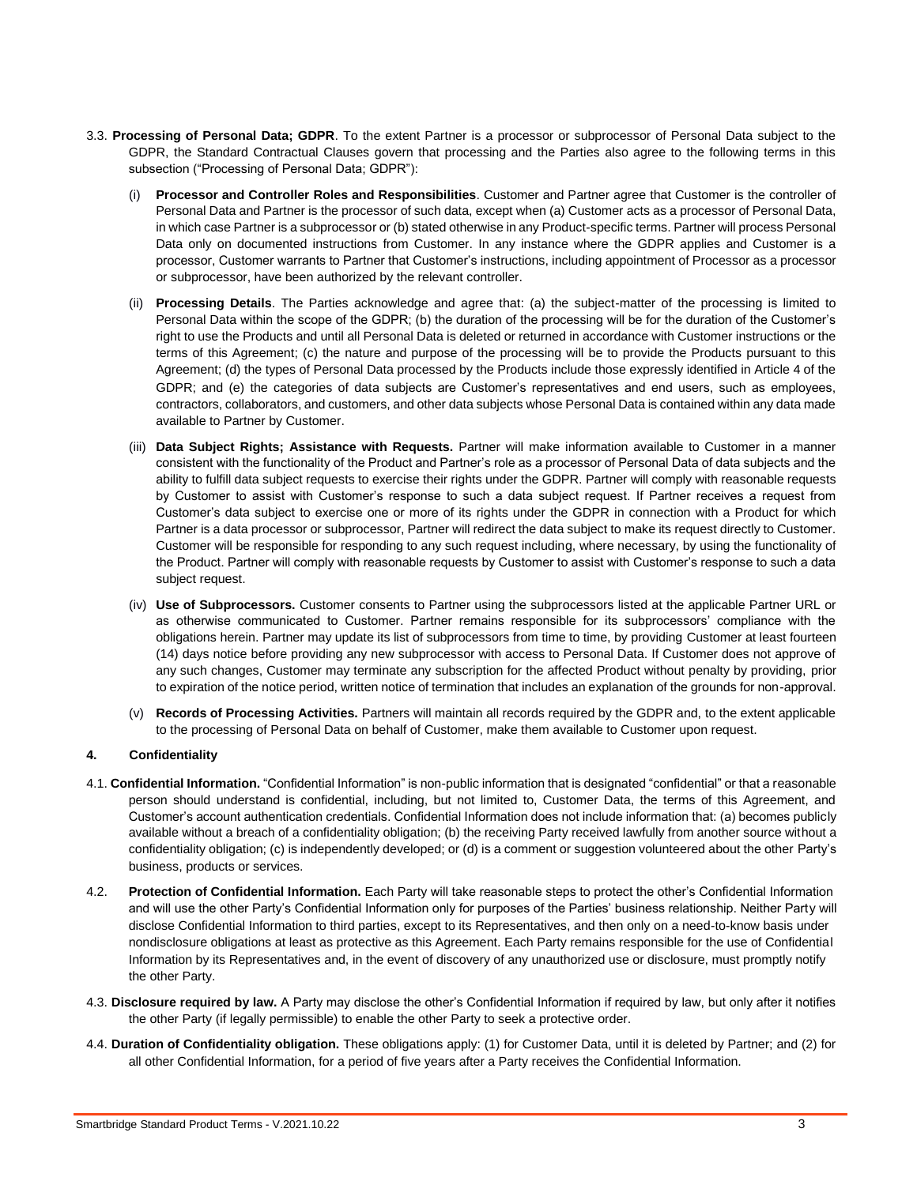3.3. **Processing of Personal Data; GDPR**. To the extent Partner is a processor or subprocessor of Personal Data subject to the GDPR, the Standard Contractual Clauses govern that processing and the Parties also agree to the following terms in this subsection ("Processing of Personal Data; GDPR"):

(i) **Processor and Controller Roles and Responsibilities**. Customer and Partner agree that Customer is the controller of Personal Data and Partner is the processor of such data, except when (a) Customer acts as a processor of Personal Data, in which case Partner is a subprocessor or (b) stated otherwise in any Product-specific terms. Partner will process Personal Data only on documented instructions from Customer. In any instance where the GDPR applies and Customer is a processor, Customer warrants to Partner that Customer's instructions, including appointment of Processor as a processor or subprocessor, have been authorized by the relevant controller.

(ii) **Processing Details**. The Parties acknowledge and agree that: (a) the subject-matter of the processing is limited to Personal Data within the scope of the GDPR; (b) the duration of the processing will be for the duration of the Customer's right to use the Products and until all Personal Data is deleted or returned in accordance with Customer instructions or the terms of this Agreement; (c) the nature and purpose of the processing will be to provide the Products pursuant to this Agreement; (d) the types of Personal Data processed by the Products include those expressly identified in Article 4 of the GDPR; and (e) the categories of data subjects are Customer's representatives and end users, such as employees, contractors, collaborators, and customers, and other data subjects whose Personal Data is contained within any data made available to Partner by Customer.

(iii) **Data Subject Rights; Assistance with Requests.** Partner will make information available to Customer in a manner consistent with the functionality of the Product and Partner's role as a processor of Personal Data of data subjects and the ability to fulfill data subject requests to exercise their rights under the GDPR. Partner will comply with reasonable requests by Customer to assist with Customer's response to such a data subject request. If Partner receives a request from Customer's data subject to exercise one or more of its rights under the GDPR in connection with a Product for which Partner is a data processor or subprocessor, Partner will redirect the data subject to make its request directly to Customer. Customer will be responsible for responding to any such request including, where necessary, by using the functionality of the Product. Partner will comply with reasonable requests by Customer to assist with Customer's response to such a data subject request.

(iv) **Use of Subprocessors.** Customer consents to Partner using the subprocessors listed at the applicable Partner URL or as otherwise communicated to Customer. Partner remains responsible for its subprocessors' compliance with the obligations herein. Partner may update its list of subprocessors from time to time, by providing Customer at least fourteen (14) days notice before providing any new subprocessor with access to Personal Data. If Customer does not approve of any such changes, Customer may terminate any subscription for the affected Product without penalty by providing, prior to expiration of the notice period, written notice of termination that includes an explanation of the grounds for non-approval.

(v) **Records of Processing Activities.** Partners will maintain all records required by the GDPR and, to the extent applicable to the processing of Personal Data on behalf of Customer, make them available to Customer upon request.

## 4. Confidentiality

4.1. **Confidential Information.** "Confidential Information" is non-public information that is designated "confidential" or that a reasonable person should understand is confidential, including, but not limited to, Customer Data, the terms of this Agreement, and Customer's account authentication credentials. Confidential Information does not include information that: (a) becomes publicly available without a breach of a confidentiality obligation; (b) the receiving Party received lawfully from another source without a confidentiality obligation; (c) is independently developed; or (d) is a comment or suggestion volunteered about the other Party's business, products or services.

4.2. **Protection of Confidential Information.** Each Party will take reasonable steps to protect the other's Confidential Information and will use the other Party's Confidential Information only for purposes of the Parties' business relationship. Neither Party will disclose Confidential Information to third parties, except to its Representatives, and then only on a need-to-know basis under nondisclosure obligations at least as protective as this Agreement. Each Party remains responsible for the use of Confidential Information by its Representatives and, in the event of discovery of any unauthorized use or disclosure, must promptly notify the other Party.

4.3. **Disclosure required by law.** A Party may disclose the other's Confidential Information if required by law, but only after it notifies the other Party (if legally permissible) to enable the other Party to seek a protective order.

4.4. **Duration of Confidentiality obligation.** These obligations apply: (1) for Customer Data, until it is deleted by Partner; and (2) for all other Confidential Information, for a period of five years after a Party receives the Confidential Information.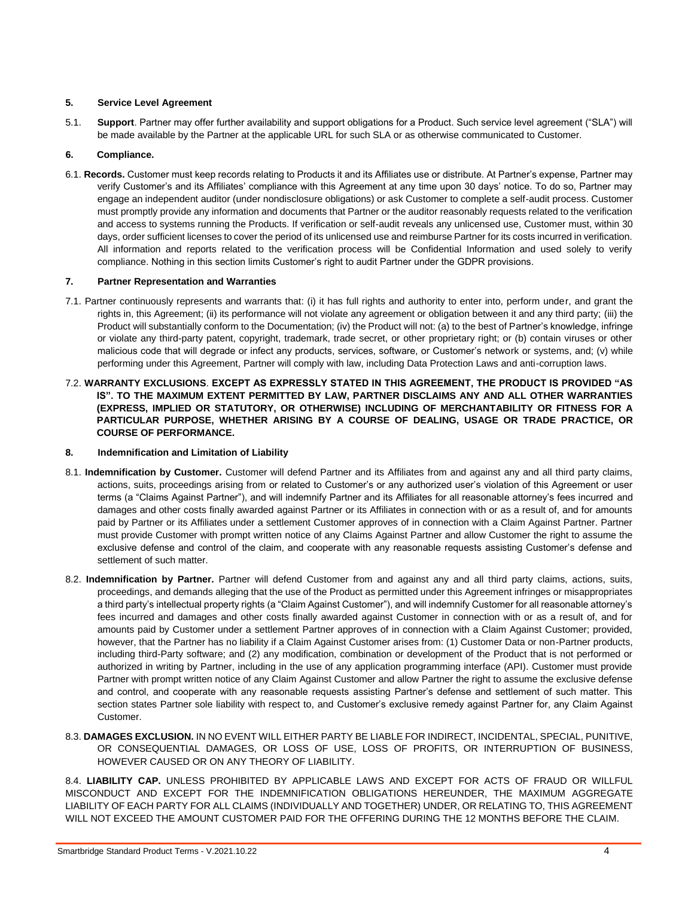**5. Service Level Agreement**

5.1. **Support**. Partner may offer further availability and support obligations for a Product. Such service level agreement ("SLA") will be made available by the Partner at the applicable URL for such SLA or as otherwise communicated to Customer.

**6. Compliance.**

6.1. **Records.** Customer must keep records relating to Products it and its Affiliates use or distribute. At Partner's expense, Partner may verify Customer's and its Affiliates' compliance with this Agreement at any time upon 30 days' notice. To do so, Partner may engage an independent auditor (under nondisclosure obligations) or ask Customer to complete a self-audit process. Customer must promptly provide any information and documents that Partner or the auditor reasonably requests related to the verification and access to systems running the Products. If verification or self-audit reveals any unlicensed use, Customer must, within 30 days, order sufficient licenses to cover the period of its unlicensed use and reimburse Partner for its costs incurred in verification. All information and reports related to the verification process will be Confidential Information and used solely to verify compliance. Nothing in this section limits Customer's right to audit Partner under the GDPR provisions.

**7. Partner Representation and Warranties**

7.1. Partner continuously represents and warrants that: (i) it has full rights and authority to enter into, perform under, and grant the rights in, this Agreement; (ii) its performance will not violate any agreement or obligation between it and any third party; (iii) the Product will substantially conform to the Documentation; (iv) the Product will not: (a) to the best of Partner's knowledge, infringe or violate any third-party patent, copyright, trademark, trade secret, or other proprietary right; or (b) contain viruses or other malicious code that will degrade or infect any products, services, software, or Customer's network or systems, and; (v) while performing under this Agreement, Partner will comply with law, including Data Protection Laws and anti-corruption laws.

7.2. **WARRANTY EXCLUSIONS**. **EXCEPT AS EXPRESSLY STATED IN THIS AGREEMENT, THE PRODUCT IS PROVIDED "AS IS". TO THE MAXIMUM EXTENT PERMITTED BY LAW, PARTNER DISCLAIMS ANY AND ALL OTHER WARRANTIES (EXPRESS, IMPLIED OR STATUTORY, OR OTHERWISE) INCLUDING OF MERCHANTABILITY OR FITNESS FOR A PARTICULAR PURPOSE, WHETHER ARISING BY A COURSE OF DEALING, USAGE OR TRADE PRACTICE, OR COURSE OF PERFORMANCE.**

**8. Indemnification and Limitation of Liability**

8.1. **Indemnification by Customer.** Customer will defend Partner and its Affiliates from and against any and all third party claims, actions, suits, proceedings arising from or related to Customer's or any authorized user's violation of this Agreement or user terms (a "Claims Against Partner"), and will indemnify Partner and its Affiliates for all reasonable attorney's fees incurred and damages and other costs finally awarded against Partner or its Affiliates in connection with or as a result of, and for amounts paid by Partner or its Affiliates under a settlement Customer approves of in connection with a Claim Against Partner. Partner must provide Customer with prompt written notice of any Claims Against Partner and allow Customer the right to assume the exclusive defense and control of the claim, and cooperate with any reasonable requests assisting Customer's defense and settlement of such matter.

8.2. **Indemnification by Partner.** Partner will defend Customer from and against any and all third party claims, actions, suits, proceedings, and demands alleging that the use of the Product as permitted under this Agreement infringes or misappropriates a third party's intellectual property rights (a "Claim Against Customer"), and will indemnify Customer for all reasonable attorney's fees incurred and damages and other costs finally awarded against Customer in connection with or as a result of, and for amounts paid by Customer under a settlement Partner approves of in connection with a Claim Against Customer; provided, however, that the Partner has no liability if a Claim Against Customer arises from: (1) Customer Data or non-Partner products, including third-Party software; and (2) any modification, combination or development of the Product that is not performed or authorized in writing by Partner, including in the use of any application programming interface (API). Customer must provide Partner with prompt written notice of any Claim Against Customer and allow Partner the right to assume the exclusive defense and control, and cooperate with any reasonable requests assisting Partner's defense and settlement of such matter. This section states Partner sole liability with respect to, and Customer's exclusive remedy against Partner for, any Claim Against Customer.

8.3. **DAMAGES EXCLUSION.** IN NO EVENT WILL EITHER PARTY BE LIABLE FOR INDIRECT, INCIDENTAL, SPECIAL, PUNITIVE, OR CONSEQUENTIAL DAMAGES, OR LOSS OF USE, LOSS OF PROFITS, OR INTERRUPTION OF BUSINESS, HOWEVER CAUSED OR ON ANY THEORY OF LIABILITY.

8.4. **LIABILITY CAP.** UNLESS PROHIBITED BY APPLICABLE LAWS AND EXCEPT FOR ACTS OF FRAUD OR WILLFUL MISCONDUCT AND EXCEPT FOR THE INDEMNIFICATION OBLIGATIONS HEREUNDER, THE MAXIMUM AGGREGATE LIABILITY OF EACH PARTY FOR ALL CLAIMS (INDIVIDUALLY AND TOGETHER) UNDER, OR RELATING TO, THIS AGREEMENT WILL NOT EXCEED THE AMOUNT CUSTOMER PAID FOR THE OFFERING DURING THE 12 MONTHS BEFORE THE CLAIM.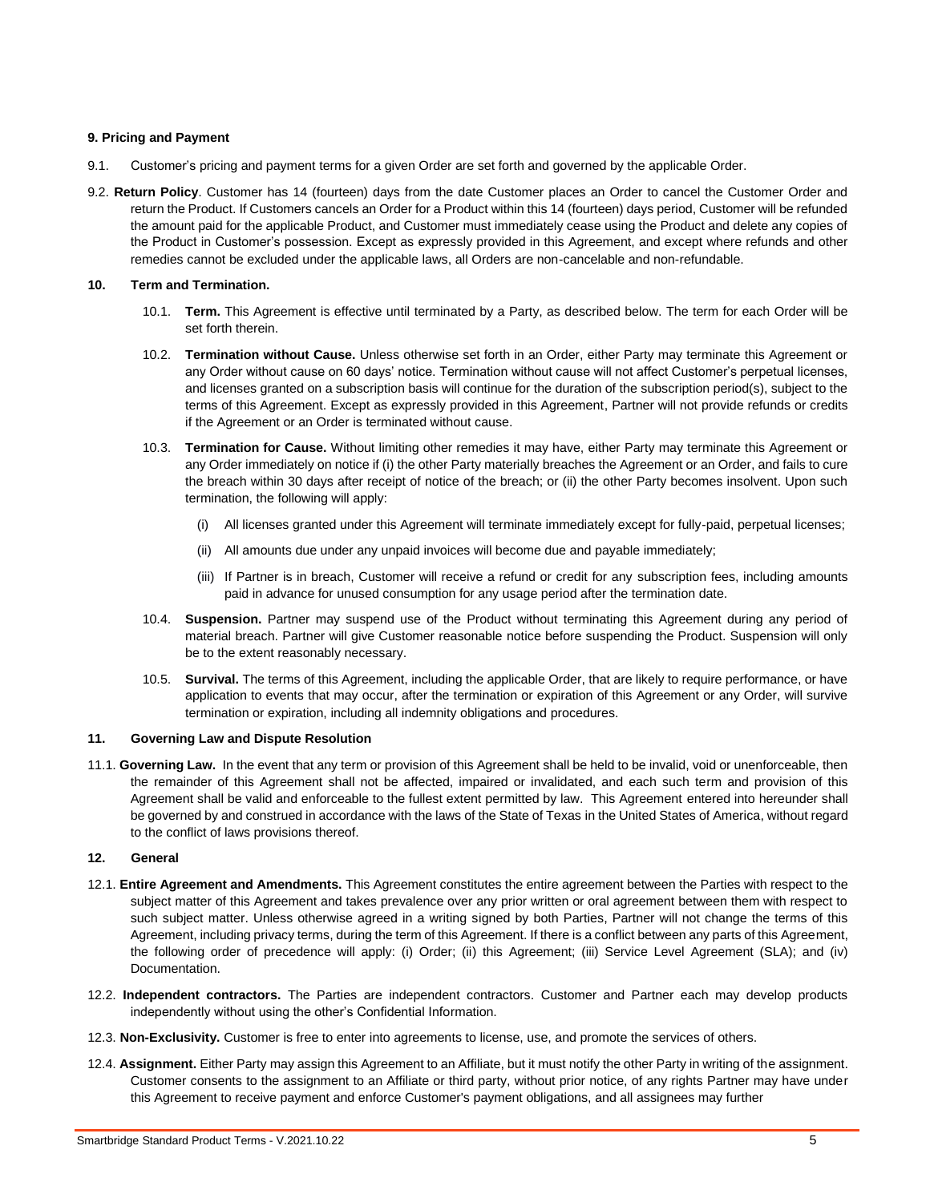**9. Pricing and Payment**

9.1. Customer's pricing and payment terms for a given Order are set forth and governed by the applicable Order.

9.2. **Return Policy**. Customer has 14 (fourteen) days from the date Customer places an Order to cancel the Customer Order and return the Product. If Customers cancels an Order for a Product within this 14 (fourteen) days period, Customer will be refunded the amount paid for the applicable Product, and Customer must immediately cease using the Product and delete any copies of the Product in Customer's possession. Except as expressly provided in this Agreement, and except where refunds and other remedies cannot be excluded under the applicable laws, all Orders are non-cancelable and non-refundable.

**10. Term and Termination.**

10.1. **Term.** This Agreement is effective until terminated by a Party, as described below. The term for each Order will be set forth therein.

10.2. **Termination without Cause.** Unless otherwise set forth in an Order, either Party may terminate this Agreement or any Order without cause on 60 days' notice. Termination without cause will not affect Customer's perpetual licenses, and licenses granted on a subscription basis will continue for the duration of the subscription period(s), subject to the terms of this Agreement. Except as expressly provided in this Agreement, Partner will not provide refunds or credits if the Agreement or an Order is terminated without cause.

10.3. **Termination for Cause.** Without limiting other remedies it may have, either Party may terminate this Agreement or any Order immediately on notice if (i) the other Party materially breaches the Agreement or an Order, and fails to cure the breach within 30 days after receipt of notice of the breach; or (ii) the other Party becomes insolvent. Upon such termination, the following will apply:

(i) All licenses granted under this Agreement will terminate immediately except for fully-paid, perpetual licenses;

(ii) All amounts due under any unpaid invoices will become due and payable immediately;

(iii) If Partner is in breach, Customer will receive a refund or credit for any subscription fees, including amounts paid in advance for unused consumption for any usage period after the termination date.

10.4. **Suspension.** Partner may suspend use of the Product without terminating this Agreement during any period of material breach. Partner will give Customer reasonable notice before suspending the Product. Suspension will only be to the extent reasonably necessary.

10.5. **Survival.** The terms of this Agreement, including the applicable Order, that are likely to require performance, or have application to events that may occur, after the termination or expiration of this Agreement or any Order, will survive termination or expiration, including all indemnity obligations and procedures.

**11. Governing Law and Dispute Resolution**

11.1. **Governing Law.** In the event that any term or provision of this Agreement shall be held to be invalid, void or unenforceable, then the remainder of this Agreement shall not be affected, impaired or invalidated, and each such term and provision of this Agreement shall be valid and enforceable to the fullest extent permitted by law. This Agreement entered into hereunder shall be governed by and construed in accordance with the laws of the State of Texas in the United States of America, without regard to the conflict of laws provisions thereof.

**12. General**

12.1. **Entire Agreement and Amendments.** This Agreement constitutes the entire agreement between the Parties with respect to the subject matter of this Agreement and takes prevalence over any prior written or oral agreement between them with respect to such subject matter. Unless otherwise agreed in a writing signed by both Parties, Partner will not change the terms of this Agreement, including privacy terms, during the term of this Agreement. If there is a conflict between any parts of this Agreement, the following order of precedence will apply: (i) Order; (ii) this Agreement; (iii) Service Level Agreement (SLA); and (iv) Documentation.

12.2. **Independent contractors.** The Parties are independent contractors. Customer and Partner each may develop products independently without using the other's Confidential Information.

12.3. **Non-Exclusivity.** Customer is free to enter into agreements to license, use, and promote the services of others.

12.4. **Assignment.** Either Party may assign this Agreement to an Affiliate, but it must notify the other Party in writing of the assignment. Customer consents to the assignment to an Affiliate or third party, without prior notice, of any rights Partner may have under this Agreement to receive payment and enforce Customer's payment obligations, and all assignees may further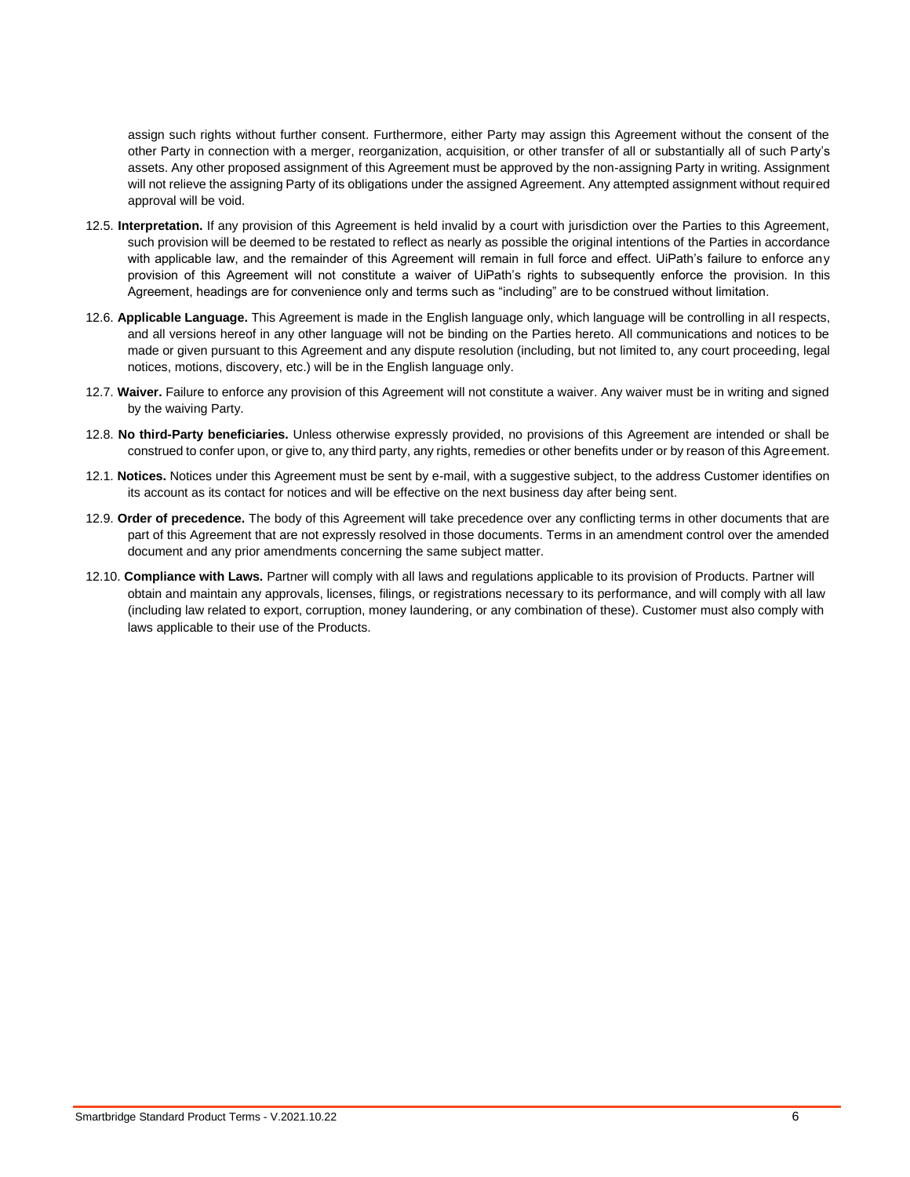assign such rights without further consent. Furthermore, either Party may assign this Agreement without the consent of the other Party in connection with a merger, reorganization, acquisition, or other transfer of all or substantially all of such Party's assets. Any other proposed assignment of this Agreement must be approved by the non-assigning Party in writing. Assignment will not relieve the assigning Party of its obligations under the assigned Agreement. Any attempted assignment without required approval will be void.

12.5. **Interpretation.** If any provision of this Agreement is held invalid by a court with jurisdiction over the Parties to this Agreement, such provision will be deemed to be restated to reflect as nearly as possible the original intentions of the Parties in accordance with applicable law, and the remainder of this Agreement will remain in full force and effect. UiPath's failure to enforce any provision of this Agreement will not constitute a waiver of UiPath's rights to subsequently enforce the provision. In this Agreement, headings are for convenience only and terms such as "including" are to be construed without limitation.

12.6. **Applicable Language.** This Agreement is made in the English language only, which language will be controlling in all respects, and all versions hereof in any other language will not be binding on the Parties hereto. All communications and notices to be made or given pursuant to this Agreement and any dispute resolution (including, but not limited to, any court proceeding, legal notices, motions, discovery, etc.) will be in the English language only.

12.7. **Waiver.** Failure to enforce any provision of this Agreement will not constitute a waiver. Any waiver must be in writing and signed by the waiving Party.

12.8. **No third-Party beneficiaries.** Unless otherwise expressly provided, no provisions of this Agreement are intended or shall be construed to confer upon, or give to, any third party, any rights, remedies or other benefits under or by reason of this Agreement.

12.1. **Notices.** Notices under this Agreement must be sent by e-mail, with a suggestive subject, to the address Customer identifies on its account as its contact for notices and will be effective on the next business day after being sent.

12.9. **Order of precedence.** The body of this Agreement will take precedence over any conflicting terms in other documents that are part of this Agreement that are not expressly resolved in those documents. Terms in an amendment control over the amended document and any prior amendments concerning the same subject matter.

12.10. **Compliance with Laws.** Partner will comply with all laws and regulations applicable to its provision of Products. Partner will obtain and maintain any approvals, licenses, filings, or registrations necessary to its performance, and will comply with all law (including law related to export, corruption, money laundering, or any combination of these). Customer must also comply with laws applicable to their use of the Products.